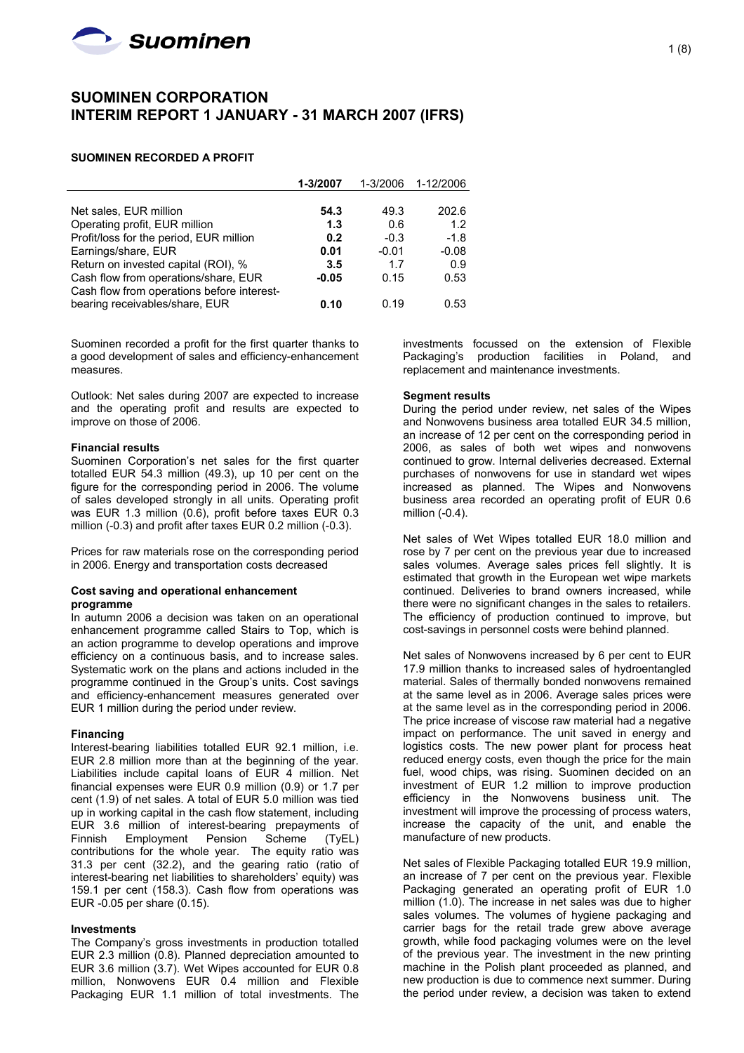# SUOMINEN CORPORATION
# INTERIM REPORT 1 JANUARY - 31 MARCH 2007 (IFRS)

### SUOMINEN RECORDED A PROFIT

| | 1-3/2007 | 1-3/2006 | 1-12/2006 |
|---|---|---|---|
| Net sales, EUR million | **54.3** | 49.3 | 202.6 |
| Operating profit, EUR million | **1.3** | 0.6 | 1.2 |
| Profit/loss for the period, EUR million | **0.2** | -0.3 | -1.8 |
| Earnings/share, EUR | **0.01** | -0.01 | -0.08 |
| Return on invested capital (ROI), % | **3.5** | 1.7 | 0.9 |
| Cash flow from operations/share, EUR | **-0.05** | 0.15 | 0.53 |
| Cash flow from operations before interest-bearing receivables/share, EUR | **0.10** | 0.19 | 0.53 |

Suominen recorded a profit for the first quarter thanks to a good development of sales and efficiency-enhancement measures.

Outlook: Net sales during 2007 are expected to increase and the operating profit and results are expected to improve on those of 2006.

### Financial results

Suominen Corporation's net sales for the first quarter totalled EUR 54.3 million (49.3), up 10 per cent on the figure for the corresponding period in 2006. The volume of sales developed strongly in all units. Operating profit was EUR 1.3 million (0.6), profit before taxes EUR 0.3 million (-0.3) and profit after taxes EUR 0.2 million (-0.3).

Prices for raw materials rose on the corresponding period in 2006. Energy and transportation costs decreased

### Cost saving and operational enhancement programme

In autumn 2006 a decision was taken on an operational enhancement programme called Stairs to Top, which is an action programme to develop operations and improve efficiency on a continuous basis, and to increase sales. Systematic work on the plans and actions included in the programme continued in the Group's units. Cost savings and efficiency-enhancement measures generated over EUR 1 million during the period under review.

### Financing

Interest-bearing liabilities totalled EUR 92.1 million, i.e. EUR 2.8 million more than at the beginning of the year. Liabilities include capital loans of EUR 4 million. Net financial expenses were EUR 0.9 million (0.9) or 1.7 per cent (1.9) of net sales. A total of EUR 5.0 million was tied up in working capital in the cash flow statement, including EUR 3.6 million of interest-bearing prepayments of Finnish Employment Pension Scheme (TyEL) contributions for the whole year. The equity ratio was 31.3 per cent (32.2), and the gearing ratio (ratio of interest-bearing net liabilities to shareholders' equity) was 159.1 per cent (158.3). Cash flow from operations was EUR -0.05 per share (0.15).

### Investments

The Company's gross investments in production totalled EUR 2.3 million (0.8). Planned depreciation amounted to EUR 3.6 million (3.7). Wet Wipes accounted for EUR 0.8 million, Nonwovens EUR 0.4 million and Flexible Packaging EUR 1.1 million of total investments. The investments focussed on the extension of Flexible Packaging's production facilities in Poland, and replacement and maintenance investments.

### Segment results

During the period under review, net sales of the Wipes and Nonwovens business area totalled EUR 34.5 million, an increase of 12 per cent on the corresponding period in 2006, as sales of both wet wipes and nonwovens continued to grow. Internal deliveries decreased. External purchases of nonwovens for use in standard wet wipes increased as planned. The Wipes and Nonwovens business area recorded an operating profit of EUR 0.6 million (-0.4).

Net sales of Wet Wipes totalled EUR 18.0 million and rose by 7 per cent on the previous year due to increased sales volumes. Average sales prices fell slightly. It is estimated that growth in the European wet wipe markets continued. Deliveries to brand owners increased, while there were no significant changes in the sales to retailers. The efficiency of production continued to improve, but cost-savings in personnel costs were behind planned.

Net sales of Nonwovens increased by 6 per cent to EUR 17.9 million thanks to increased sales of hydroentangled material. Sales of thermally bonded nonwovens remained at the same level as in 2006. Average sales prices were at the same level as in the corresponding period in 2006. The price increase of viscose raw material had a negative impact on performance. The unit saved in energy and logistics costs. The new power plant for process heat reduced energy costs, even though the price for the main fuel, wood chips, was rising. Suominen decided on an investment of EUR 1.2 million to improve production efficiency in the Nonwovens business unit. The investment will improve the processing of process waters, increase the capacity of the unit, and enable the manufacture of new products.

Net sales of Flexible Packaging totalled EUR 19.9 million, an increase of 7 per cent on the previous year. Flexible Packaging generated an operating profit of EUR 1.0 million (1.0). The increase in net sales was due to higher sales volumes. The volumes of hygiene packaging and carrier bags for the retail trade grew above average growth, while food packaging volumes were on the level of the previous year. The investment in the new printing machine in the Polish plant proceeded as planned, and new production is due to commence next summer. During the period under review, a decision was taken to extend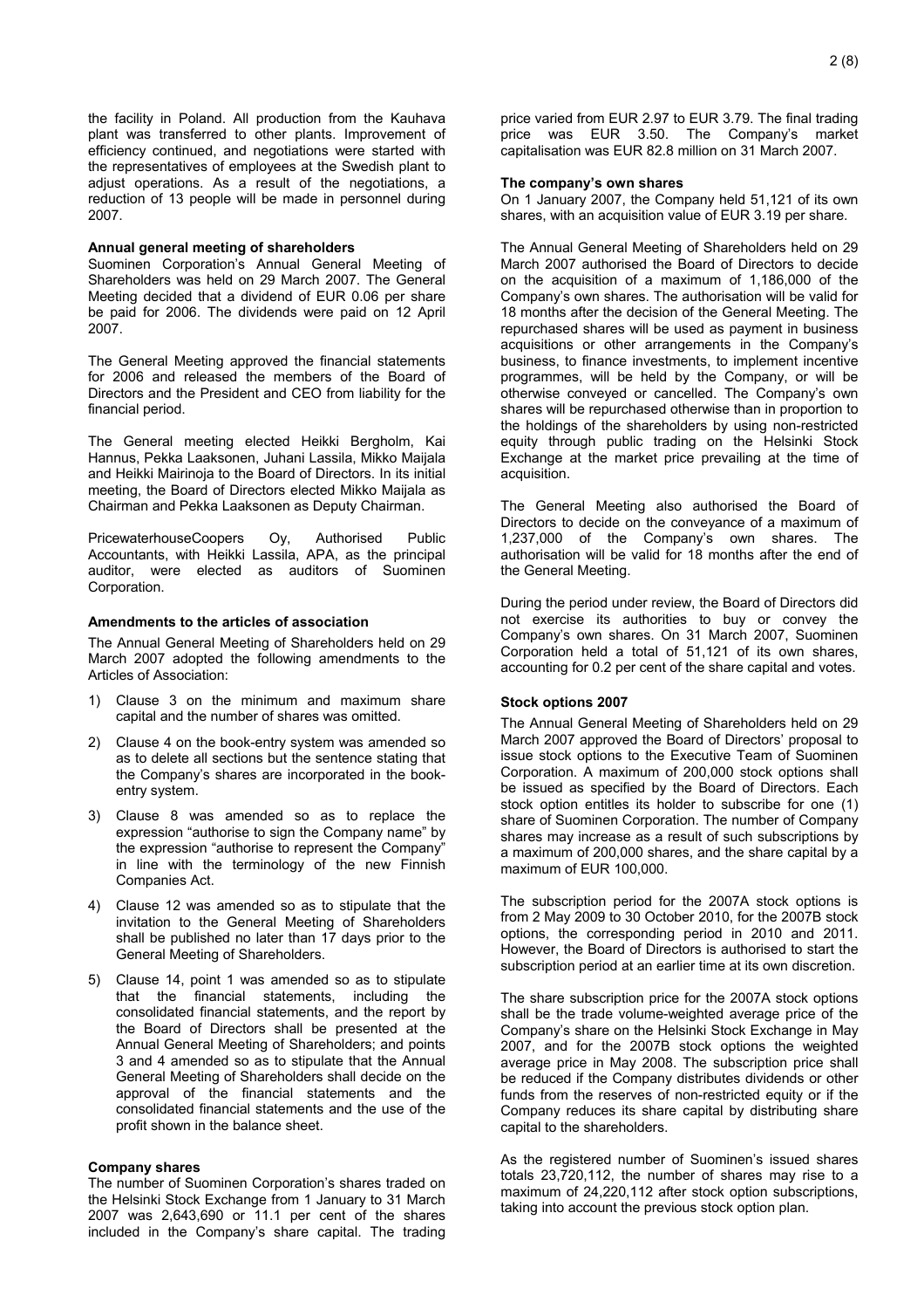the facility in Poland. All production from the Kauhava plant was transferred to other plants. Improvement of efficiency continued, and negotiations were started with the representatives of employees at the Swedish plant to adjust operations. As a result of the negotiations, a reduction of 13 people will be made in personnel during 2007.

**Annual general meeting of shareholders**

Suominen Corporation's Annual General Meeting of Shareholders was held on 29 March 2007. The General Meeting decided that a dividend of EUR 0.06 per share be paid for 2006. The dividends were paid on 12 April 2007.

The General Meeting approved the financial statements for 2006 and released the members of the Board of Directors and the President and CEO from liability for the financial period.

The General meeting elected Heikki Bergholm, Kai Hannus, Pekka Laaksonen, Juhani Lassila, Mikko Maijala and Heikki Mairinoja to the Board of Directors. In its initial meeting, the Board of Directors elected Mikko Maijala as Chairman and Pekka Laaksonen as Deputy Chairman.

PricewaterhouseCoopers Oy, Authorised Public Accountants, with Heikki Lassila, APA, as the principal auditor, were elected as auditors of Suominen Corporation.

**Amendments to the articles of association**

The Annual General Meeting of Shareholders held on 29 March 2007 adopted the following amendments to the Articles of Association:

1) Clause 3 on the minimum and maximum share capital and the number of shares was omitted.
2) Clause 4 on the book-entry system was amended so as to delete all sections but the sentence stating that the Company's shares are incorporated in the book-entry system.
3) Clause 8 was amended so as to replace the expression "authorise to sign the Company name" by the expression "authorise to represent the Company" in line with the terminology of the new Finnish Companies Act.
4) Clause 12 was amended so as to stipulate that the invitation to the General Meeting of Shareholders shall be published no later than 17 days prior to the General Meeting of Shareholders.
5) Clause 14, point 1 was amended so as to stipulate that the financial statements, including the consolidated financial statements, and the report by the Board of Directors shall be presented at the Annual General Meeting of Shareholders; and points 3 and 4 amended so as to stipulate that the Annual General Meeting of Shareholders shall decide on the approval of the financial statements and the consolidated financial statements and the use of the profit shown in the balance sheet.

**Company shares**

The number of Suominen Corporation's shares traded on the Helsinki Stock Exchange from 1 January to 31 March 2007 was 2,643,690 or 11.1 per cent of the shares included in the Company's share capital. The trading price varied from EUR 2.97 to EUR 3.79. The final trading price was EUR 3.50. The Company's market capitalisation was EUR 82.8 million on 31 March 2007.

**The company's own shares**

On 1 January 2007, the Company held 51,121 of its own shares, with an acquisition value of EUR 3.19 per share.

The Annual General Meeting of Shareholders held on 29 March 2007 authorised the Board of Directors to decide on the acquisition of a maximum of 1,186,000 of the Company's own shares. The authorisation will be valid for 18 months after the decision of the General Meeting. The repurchased shares will be used as payment in business acquisitions or other arrangements in the Company's business, to finance investments, to implement incentive programmes, will be held by the Company, or will be otherwise conveyed or cancelled. The Company's own shares will be repurchased otherwise than in proportion to the holdings of the shareholders by using non-restricted equity through public trading on the Helsinki Stock Exchange at the market price prevailing at the time of acquisition.

The General Meeting also authorised the Board of Directors to decide on the conveyance of a maximum of 1,237,000 of the Company's own shares. The authorisation will be valid for 18 months after the end of the General Meeting.

During the period under review, the Board of Directors did not exercise its authorities to buy or convey the Company's own shares. On 31 March 2007, Suominen Corporation held a total of 51,121 of its own shares, accounting for 0.2 per cent of the share capital and votes.

**Stock options 2007**

The Annual General Meeting of Shareholders held on 29 March 2007 approved the Board of Directors' proposal to issue stock options to the Executive Team of Suominen Corporation. A maximum of 200,000 stock options shall be issued as specified by the Board of Directors. Each stock option entitles its holder to subscribe for one (1) share of Suominen Corporation. The number of Company shares may increase as a result of such subscriptions by a maximum of 200,000 shares, and the share capital by a maximum of EUR 100,000.

The subscription period for the 2007A stock options is from 2 May 2009 to 30 October 2010, for the 2007B stock options, the corresponding period in 2010 and 2011. However, the Board of Directors is authorised to start the subscription period at an earlier time at its own discretion.

The share subscription price for the 2007A stock options shall be the trade volume-weighted average price of the Company's share on the Helsinki Stock Exchange in May 2007, and for the 2007B stock options the weighted average price in May 2008. The subscription price shall be reduced if the Company distributes dividends or other funds from the reserves of non-restricted equity or if the Company reduces its share capital by distributing share capital to the shareholders.

As the registered number of Suominen's issued shares totals 23,720,112, the number of shares may rise to a maximum of 24,220,112 after stock option subscriptions, taking into account the previous stock option plan.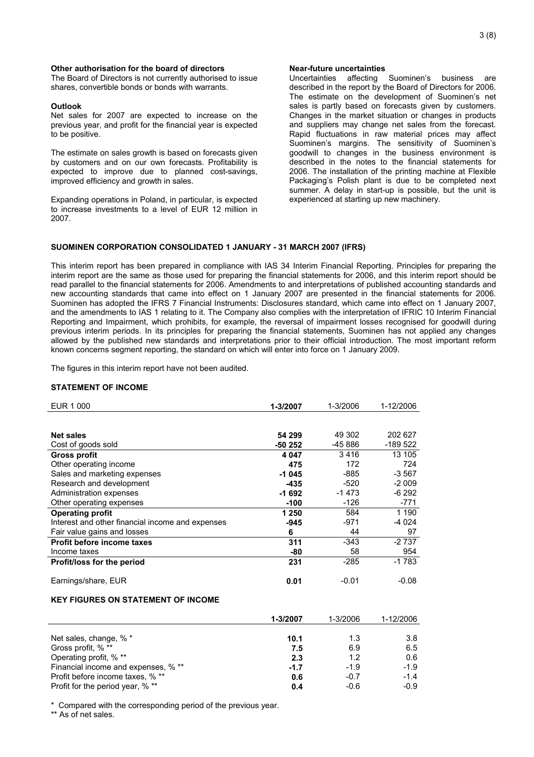**Other authorisation for the board of directors**
The Board of Directors is not currently authorised to issue shares, convertible bonds or bonds with warrants.

**Outlook**
Net sales for 2007 are expected to increase on the previous year, and profit for the financial year is expected to be positive.

The estimate on sales growth is based on forecasts given by customers and on our own forecasts. Profitability is expected to improve due to planned cost-savings, improved efficiency and growth in sales.

Expanding operations in Poland, in particular, is expected to increase investments to a level of EUR 12 million in 2007.

**Near-future uncertainties**
Uncertainties affecting Suominen's business are described in the report by the Board of Directors for 2006. The estimate on the development of Suominen's net sales is partly based on forecasts given by customers. Changes in the market situation or changes in products and suppliers may change net sales from the forecast. Rapid fluctuations in raw material prices may affect Suominen's margins. The sensitivity of Suominen's goodwill to changes in the business environment is described in the notes to the financial statements for 2006. The installation of the printing machine at Flexible Packaging's Polish plant is due to be completed next summer. A delay in start-up is possible, but the unit is experienced at starting up new machinery.

## SUOMINEN CORPORATION CONSOLIDATED 1 JANUARY - 31 MARCH 2007 (IFRS)

This interim report has been prepared in compliance with IAS 34 Interim Financial Reporting. Principles for preparing the interim report are the same as those used for preparing the financial statements for 2006, and this interim report should be read parallel to the financial statements for 2006. Amendments to and interpretations of published accounting standards and new accounting standards that came into effect on 1 January 2007 are presented in the financial statements for 2006. Suominen has adopted the IFRS 7 Financial Instruments: Disclosures standard, which came into effect on 1 January 2007, and the amendments to IAS 1 relating to it. The Company also complies with the interpretation of IFRIC 10 Interim Financial Reporting and Impairment, which prohibits, for example, the reversal of impairment losses recognised for goodwill during previous interim periods. In its principles for preparing the financial statements, Suominen has not applied any changes allowed by the published new standards and interpretations prior to their official introduction. The most important reform known concerns segment reporting, the standard on which will enter into force on 1 January 2009.

The figures in this interim report have not been audited.

### STATEMENT OF INCOME

| EUR 1 000 | **1-3/2007** | 1-3/2006 | 1-12/2006 |
|---|---|---|---|
| **Net sales** | **54 299** | 49 302 | 202 627 |
| Cost of goods sold | **-50 252** | -45 886 | -189 522 |
| **Gross profit** | **4 047** | 3 416 | 13 105 |
| Other operating income | **475** | 172 | 724 |
| Sales and marketing expenses | **-1 045** | -885 | -3 567 |
| Research and development | **-435** | -520 | -2 009 |
| Administration expenses | **-1 692** | -1 473 | -6 292 |
| Other operating expenses | **-100** | -126 | -771 |
| **Operating profit** | **1 250** | 584 | 1 190 |
| Interest and other financial income and expenses | **-945** | -971 | -4 024 |
| Fair value gains and losses | **6** | 44 | 97 |
| **Profit before income taxes** | **311** | -343 | -2 737 |
| Income taxes | **-80** | 58 | 954 |
| **Profit/loss for the period** | **231** | -285 | -1 783 |
| Earnings/share, EUR | **0.01** | -0.01 | -0.08 |

### KEY FIGURES ON STATEMENT OF INCOME

| | **1-3/2007** | 1-3/2006 | 1-12/2006 |
|---|---|---|---|
| Net sales, change, % * | **10.1** | 1.3 | 3.8 |
| Gross profit, % ** | **7.5** | 6.9 | 6.5 |
| Operating profit, % ** | **2.3** | 1.2 | 0.6 |
| Financial income and expenses, % ** | **-1.7** | -1.9 | -1.9 |
| Profit before income taxes, % ** | **0.6** | -0.7 | -1.4 |
| Profit for the period year, % ** | **0.4** | -0.6 | -0.9 |

* Compared with the corresponding period of the previous year.
** As of net sales.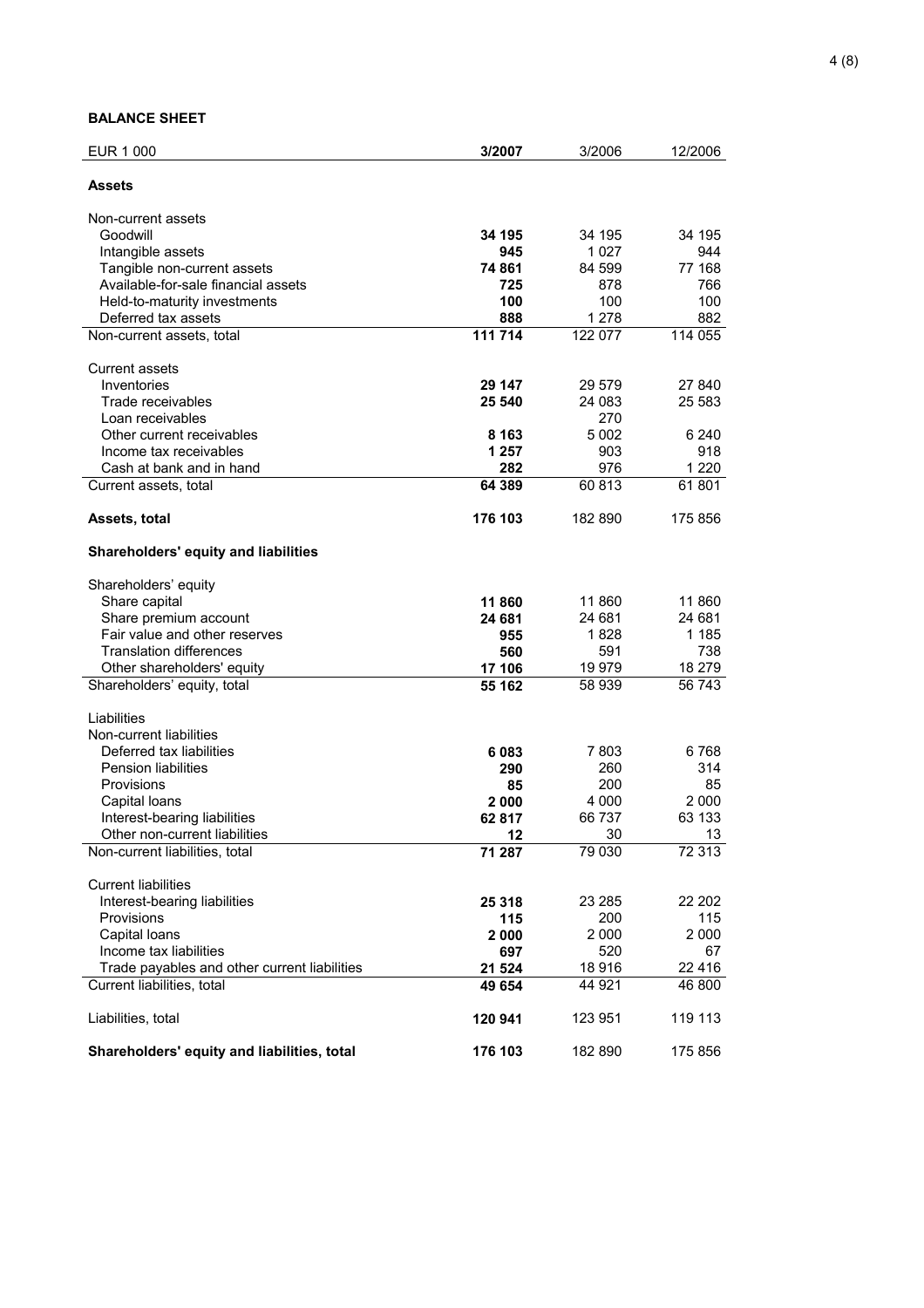**BALANCE SHEET**

| EUR 1 000 | **3/2007** | 3/2006 | 12/2006 |
|---|---|---|---|
| **Assets** | | | |
| Non-current assets | | | |
| Goodwill | **34 195** | 34 195 | 34 195 |
| Intangible assets | **945** | 1 027 | 944 |
| Tangible non-current assets | **74 861** | 84 599 | 77 168 |
| Available-for-sale financial assets | **725** | 878 | 766 |
| Held-to-maturity investments | **100** | 100 | 100 |
| Deferred tax assets | **888** | 1 278 | 882 |
| Non-current assets, total | **111 714** | 122 077 | 114 055 |
| Current assets | | | |
| Inventories | **29 147** | 29 579 | 27 840 |
| Trade receivables | **25 540** | 24 083 | 25 583 |
| Loan receivables | | 270 | |
| Other current receivables | **8 163** | 5 002 | 6 240 |
| Income tax receivables | **1 257** | 903 | 918 |
| Cash at bank and in hand | **282** | 976 | 1 220 |
| Current assets, total | **64 389** | 60 813 | 61 801 |
| **Assets, total** | **176 103** | 182 890 | 175 856 |
| **Shareholders' equity and liabilities** | | | |
| Shareholders' equity | | | |
| Share capital | **11 860** | 11 860 | 11 860 |
| Share premium account | **24 681** | 24 681 | 24 681 |
| Fair value and other reserves | **955** | 1 828 | 1 185 |
| Translation differences | **560** | 591 | 738 |
| Other shareholders' equity | **17 106** | 19 979 | 18 279 |
| Shareholders' equity, total | **55 162** | 58 939 | 56 743 |
| Liabilities | | | |
| Non-current liabilities | | | |
| Deferred tax liabilities | **6 083** | 7 803 | 6 768 |
| Pension liabilities | **290** | 260 | 314 |
| Provisions | **85** | 200 | 85 |
| Capital loans | **2 000** | 4 000 | 2 000 |
| Interest-bearing liabilities | **62 817** | 66 737 | 63 133 |
| Other non-current liabilities | **12** | 30 | 13 |
| Non-current liabilities, total | **71 287** | 79 030 | 72 313 |
| Current liabilities | | | |
| Interest-bearing liabilities | **25 318** | 23 285 | 22 202 |
| Provisions | **115** | 200 | 115 |
| Capital loans | **2 000** | 2 000 | 2 000 |
| Income tax liabilities | **697** | 520 | 67 |
| Trade payables and other current liabilities | **21 524** | 18 916 | 22 416 |
| Current liabilities, total | **49 654** | 44 921 | 46 800 |
| Liabilities, total | **120 941** | 123 951 | 119 113 |
| **Shareholders' equity and liabilities, total** | **176 103** | 182 890 | 175 856 |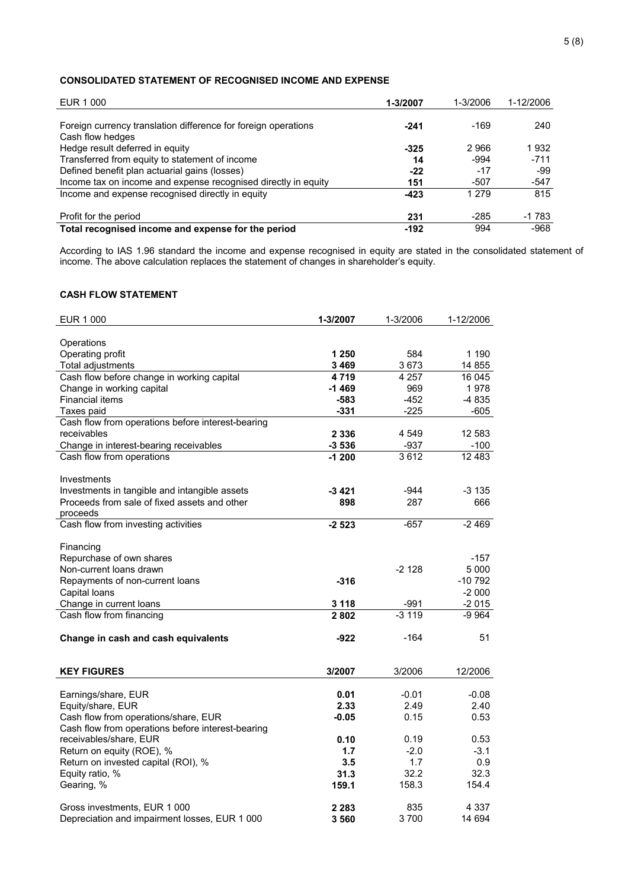## CONSOLIDATED STATEMENT OF RECOGNISED INCOME AND EXPENSE

| EUR 1 000 | 1-3/2007 | 1-3/2006 | 1-12/2006 |
|---|---|---|---|
| Foreign currency translation difference for foreign operations | **-241** | -169 | 240 |
| Cash flow hedges | | | |
| Hedge result deferred in equity | **-325** | 2 966 | 1 932 |
| Transferred from equity to statement of income | **14** | -994 | -711 |
| Defined benefit plan actuarial gains (losses) | **-22** | -17 | -99 |
| Income tax on income and expense recognised directly in equity | **151** | -507 | -547 |
| Income and expense recognised directly in equity | **-423** | 1 279 | 815 |
| Profit for the period | **231** | -285 | -1 783 |
| **Total recognised income and expense for the period** | **-192** | 994 | -968 |

According to IAS 1.96 standard the income and expense recognised in equity are stated in the consolidated statement of income. The above calculation replaces the statement of changes in shareholder's equity.

## CASH FLOW STATEMENT

| EUR 1 000 | 1-3/2007 | 1-3/2006 | 1-12/2006 |
|---|---|---|---|
| Operations | | | |
| Operating profit | **1 250** | 584 | 1 190 |
| Total adjustments | **3 469** | 3 673 | 14 855 |
| Cash flow before change in working capital | **4 719** | 4 257 | 16 045 |
| Change in working capital | **-1 469** | 969 | 1 978 |
| Financial items | **-583** | -452 | -4 835 |
| Taxes paid | **-331** | -225 | -605 |
| Cash flow from operations before interest-bearing receivables | **2 336** | 4 549 | 12 583 |
| Change in interest-bearing receivables | **-3 536** | -937 | -100 |
| Cash flow from operations | **-1 200** | 3 612 | 12 483 |
| Investments | | | |
| Investments in tangible and intangible assets | **-3 421** | -944 | -3 135 |
| Proceeds from sale of fixed assets and other proceeds | **898** | 287 | 666 |
| Cash flow from investing activities | **-2 523** | -657 | -2 469 |
| Financing | | | |
| Repurchase of own shares | | | -157 |
| Non-current loans drawn | | -2 128 | 5 000 |
| Repayments of non-current loans | **-316** | | -10 792 |
| Capital loans | | | -2 000 |
| Change in current loans | **3 118** | -991 | -2 015 |
| Cash flow from financing | **2 802** | -3 119 | -9 964 |
| **Change in cash and cash equivalents** | **-922** | -164 | 51 |

| KEY FIGURES | 3/2007 | 3/2006 | 12/2006 |
|---|---|---|---|
| Earnings/share, EUR | **0.01** | -0.01 | -0.08 |
| Equity/share, EUR | **2.33** | 2.49 | 2.40 |
| Cash flow from operations/share, EUR | **-0.05** | 0.15 | 0.53 |
| Cash flow from operations before interest-bearing receivables/share, EUR | **0.10** | 0.19 | 0.53 |
| Return on equity (ROE), % | **1.7** | -2.0 | -3.1 |
| Return on invested capital (ROI), % | **3.5** | 1.7 | 0.9 |
| Equity ratio, % | **31.3** | 32.2 | 32.3 |
| Gearing, % | **159.1** | 158.3 | 154.4 |
| Gross investments, EUR 1 000 | **2 283** | 835 | 4 337 |
| Depreciation and impairment losses, EUR 1 000 | **3 560** | 3 700 | 14 694 |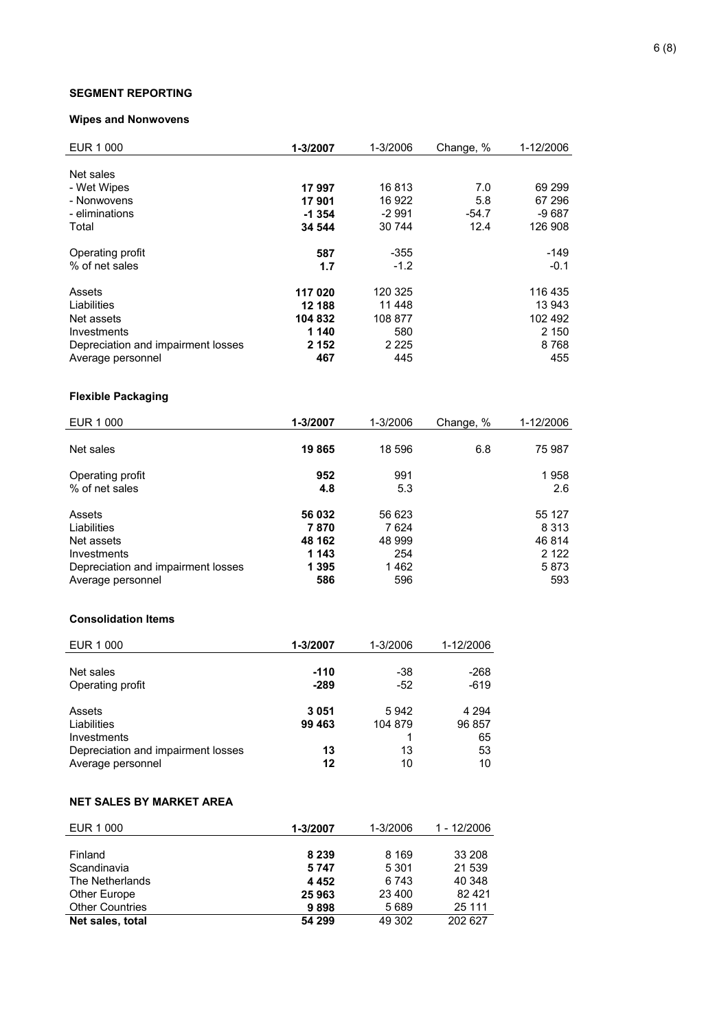## SEGMENT REPORTING

### Wipes and Nonwovens

| EUR 1 000 | **1-3/2007** | 1-3/2006 | Change, % | 1-12/2006 |
|---|---|---|---|---|
| Net sales | | | | |
| - Wet Wipes | **17 997** | 16 813 | 7.0 | 69 299 |
| - Nonwovens | **17 901** | 16 922 | 5.8 | 67 296 |
| - eliminations | **-1 354** | -2 991 | -54.7 | -9 687 |
| Total | **34 544** | 30 744 | 12.4 | 126 908 |
| Operating profit | **587** | -355 | | -149 |
| % of net sales | **1.7** | -1.2 | | -0.1 |
| Assets | **117 020** | 120 325 | | 116 435 |
| Liabilities | **12 188** | 11 448 | | 13 943 |
| Net assets | **104 832** | 108 877 | | 102 492 |
| Investments | **1 140** | 580 | | 2 150 |
| Depreciation and impairment losses | **2 152** | 2 225 | | 8 768 |
| Average personnel | **467** | 445 | | 455 |

### Flexible Packaging

| EUR 1 000 | **1-3/2007** | 1-3/2006 | Change, % | 1-12/2006 |
|---|---|---|---|---|
| Net sales | **19 865** | 18 596 | 6.8 | 75 987 |
| Operating profit | **952** | 991 | | 1 958 |
| % of net sales | **4.8** | 5.3 | | 2.6 |
| Assets | **56 032** | 56 623 | | 55 127 |
| Liabilities | **7 870** | 7 624 | | 8 313 |
| Net assets | **48 162** | 48 999 | | 46 814 |
| Investments | **1 143** | 254 | | 2 122 |
| Depreciation and impairment losses | **1 395** | 1 462 | | 5 873 |
| Average personnel | **586** | 596 | | 593 |

### Consolidation Items

| EUR 1 000 | **1-3/2007** | 1-3/2006 | 1-12/2006 |
|---|---|---|---|
| Net sales | **-110** | -38 | -268 |
| Operating profit | **-289** | -52 | -619 |
| Assets | **3 051** | 5 942 | 4 294 |
| Liabilities | **99 463** | 104 879 | 96 857 |
| Investments | | 1 | 65 |
| Depreciation and impairment losses | **13** | 13 | 53 |
| Average personnel | **12** | 10 | 10 |

## NET SALES BY MARKET AREA

| EUR 1 000 | **1-3/2007** | 1-3/2006 | 1 - 12/2006 |
|---|---|---|---|
| Finland | **8 239** | 8 169 | 33 208 |
| Scandinavia | **5 747** | 5 301 | 21 539 |
| The Netherlands | **4 452** | 6 743 | 40 348 |
| Other Europe | **25 963** | 23 400 | 82 421 |
| Other Countries | **9 898** | 5 689 | 25 111 |
| **Net sales, total** | **54 299** | 49 302 | 202 627 |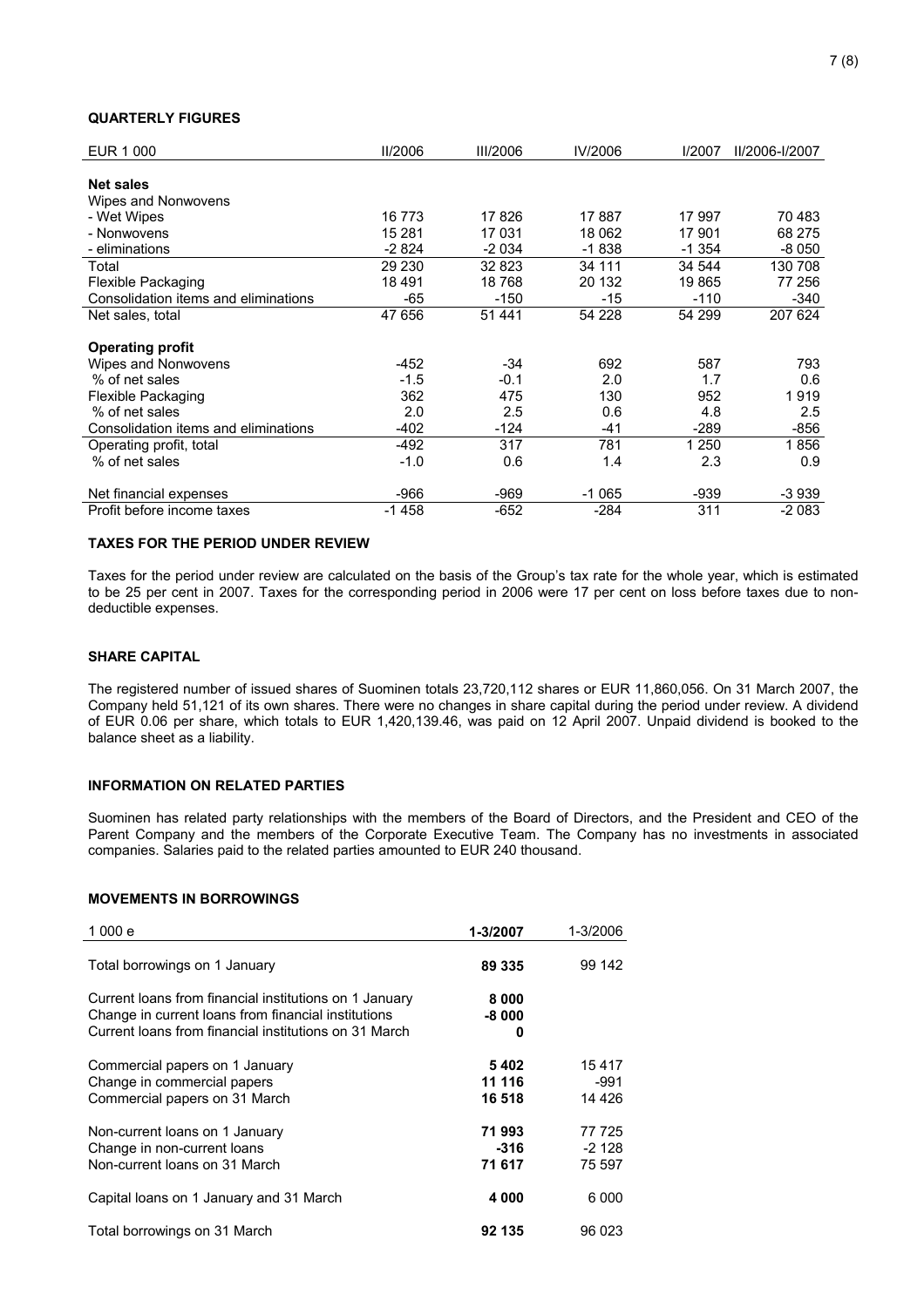## QUARTERLY FIGURES

| EUR 1 000 | II/2006 | III/2006 | IV/2006 | I/2007 | II/2006-I/2007 |
|---|---|---|---|---|---|
| **Net sales** | | | | | |
| Wipes and Nonwovens | | | | | |
| - Wet Wipes | 16 773 | 17 826 | 17 887 | 17 997 | 70 483 |
| - Nonwovens | 15 281 | 17 031 | 18 062 | 17 901 | 68 275 |
| - eliminations | -2 824 | -2 034 | -1 838 | -1 354 | -8 050 |
| Total | 29 230 | 32 823 | 34 111 | 34 544 | 130 708 |
| Flexible Packaging | 18 491 | 18 768 | 20 132 | 19 865 | 77 256 |
| Consolidation items and eliminations | -65 | -150 | -15 | -110 | -340 |
| Net sales, total | 47 656 | 51 441 | 54 228 | 54 299 | 207 624 |
| **Operating profit** | | | | | |
| Wipes and Nonwovens | -452 | -34 | 692 | 587 | 793 |
| % of net sales | -1.5 | -0.1 | 2.0 | 1.7 | 0.6 |
| Flexible Packaging | 362 | 475 | 130 | 952 | 1 919 |
| % of net sales | 2.0 | 2.5 | 0.6 | 4.8 | 2.5 |
| Consolidation items and eliminations | -402 | -124 | -41 | -289 | -856 |
| Operating profit, total | -492 | 317 | 781 | 1 250 | 1 856 |
| % of net sales | -1.0 | 0.6 | 1.4 | 2.3 | 0.9 |
| Net financial expenses | -966 | -969 | -1 065 | -939 | -3 939 |
| Profit before income taxes | -1 458 | -652 | -284 | 311 | -2 083 |

## TAXES FOR THE PERIOD UNDER REVIEW

Taxes for the period under review are calculated on the basis of the Group's tax rate for the whole year, which is estimated to be 25 per cent in 2007. Taxes for the corresponding period in 2006 were 17 per cent on loss before taxes due to non-deductible expenses.

## SHARE CAPITAL

The registered number of issued shares of Suominen totals 23,720,112 shares or EUR 11,860,056. On 31 March 2007, the Company held 51,121 of its own shares. There were no changes in share capital during the period under review. A dividend of EUR 0.06 per share, which totals to EUR 1,420,139.46, was paid on 12 April 2007. Unpaid dividend is booked to the balance sheet as a liability.

## INFORMATION ON RELATED PARTIES

Suominen has related party relationships with the members of the Board of Directors, and the President and CEO of the Parent Company and the members of the Corporate Executive Team. The Company has no investments in associated companies. Salaries paid to the related parties amounted to EUR 240 thousand.

## MOVEMENTS IN BORROWINGS

| 1 000 e | **1-3/2007** | 1-3/2006 |
|---|---|---|
| Total borrowings on 1 January | **89 335** | 99 142 |
| Current loans from financial institutions on 1 January | **8 000** | |
| Change in current loans from financial institutions | **-8 000** | |
| Current loans from financial institutions on 31 March | **0** | |
| Commercial papers on 1 January | **5 402** | 15 417 |
| Change in commercial papers | **11 116** | -991 |
| Commercial papers on 31 March | **16 518** | 14 426 |
| Non-current loans on 1 January | **71 993** | 77 725 |
| Change in non-current loans | **-316** | -2 128 |
| Non-current loans on 31 March | **71 617** | 75 597 |
| Capital loans on 1 January and 31 March | **4 000** | 6 000 |
| Total borrowings on 31 March | **92 135** | 96 023 |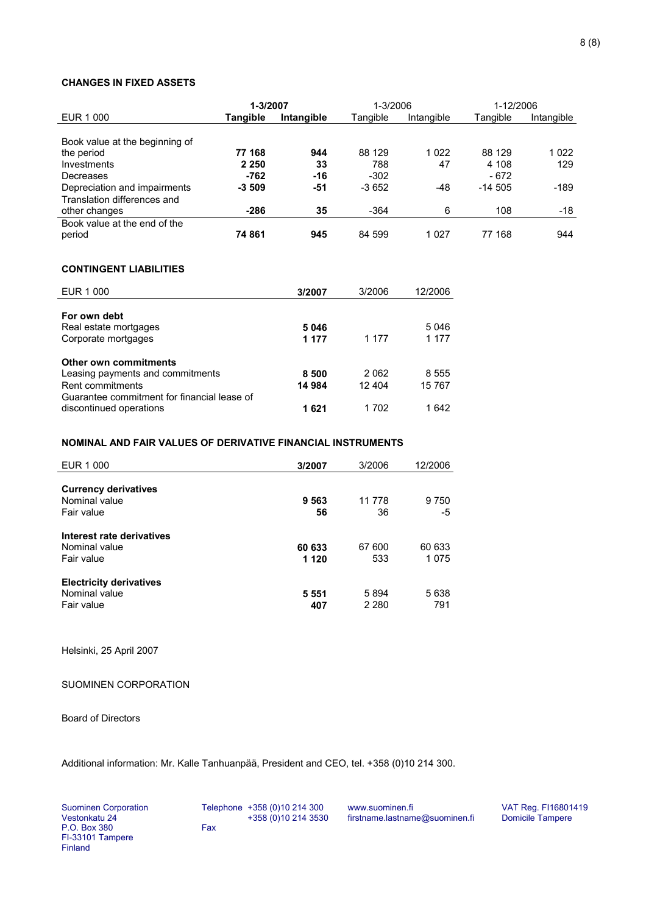### CHANGES IN FIXED ASSETS

| EUR 1 000 | 1-3/2007 | | 1-3/2006 | | 1-12/2006 | |
|---|---|---|---|---|---|---|
| | **Tangible** | **Intangible** | Tangible | Intangible | Tangible | Intangible |
| Book value at the beginning of the period | **77 168** | **944** | 88 129 | 1 022 | 88 129 | 1 022 |
| Investments | **2 250** | **33** | 788 | 47 | 4 108 | 129 |
| Decreases | **-762** | **-16** | -302 | | - 672 | |
| Depreciation and impairments | **-3 509** | **-51** | -3 652 | -48 | -14 505 | -189 |
| Translation differences and other changes | **-286** | **35** | -364 | 6 | 108 | -18 |
| Book value at the end of the period | **74 861** | **945** | 84 599 | 1 027 | 77 168 | 944 |

### CONTINGENT LIABILITIES

| EUR 1 000 | 3/2007 | 3/2006 | 12/2006 |
|---|---|---|---|
| **For own debt** | | | |
| Real estate mortgages | **5 046** | | 5 046 |
| Corporate mortgages | **1 177** | 1 177 | 1 177 |
| **Other own commitments** | | | |
| Leasing payments and commitments | **8 500** | 2 062 | 8 555 |
| Rent commitments | **14 984** | 12 404 | 15 767 |
| Guarantee commitment for financial lease of discontinued operations | **1 621** | 1 702 | 1 642 |

### NOMINAL AND FAIR VALUES OF DERIVATIVE FINANCIAL INSTRUMENTS

| EUR 1 000 | 3/2007 | 3/2006 | 12/2006 |
|---|---|---|---|
| **Currency derivatives** | | | |
| Nominal value | **9 563** | 11 778 | 9 750 |
| Fair value | **56** | 36 | -5 |
| **Interest rate derivatives** | | | |
| Nominal value | **60 633** | 67 600 | 60 633 |
| Fair value | **1 120** | 533 | 1 075 |
| **Electricity derivatives** | | | |
| Nominal value | **5 551** | 5 894 | 5 638 |
| Fair value | **407** | 2 280 | 791 |

Helsinki, 25 April 2007

SUOMINEN CORPORATION

Board of Directors

Additional information: Mr. Kalle Tanhuanpää, President and CEO, tel. +358 (0)10 214 300.

Suominen Corporation
Vestonkatu 24
P.O. Box 380
FI-33101 Tampere
Finland

Telephone +358 (0)10 214 300
Fax +358 (0)10 214 3530

www.suominen.fi
firstname.lastname@suominen.fi

VAT Reg. FI16801419
Domicile Tampere